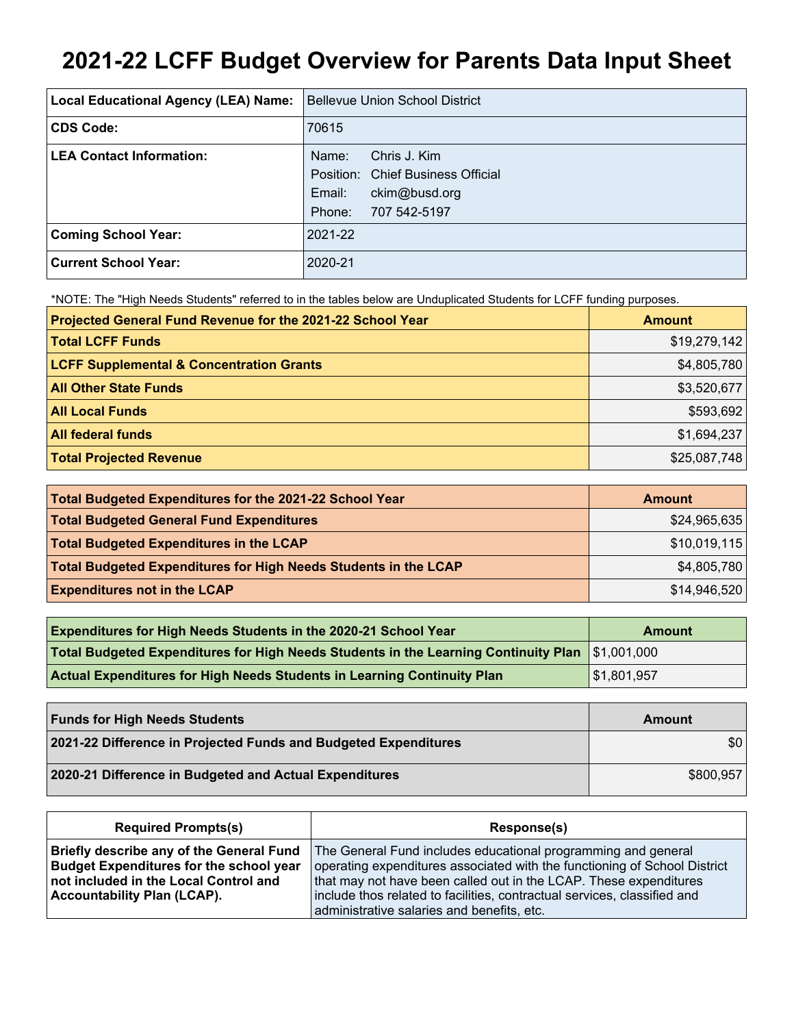# 2021-22 LCFF Budget Overview for Parents Data Input Sheet

| Local Educational Agency (LEA) Name: | Bellevue Union School District |
| --- | --- |
| CDS Code: | 70615 |
| LEA Contact Information: | Name: Chris J. Kim<br>Position: Chief Business Official<br>Email: ckim@busd.org<br>Phone: 707 542-5197 |
| Coming School Year: | 2021-22 |
| Current School Year: | 2020-21 |

*NOTE: The "High Needs Students" referred to in the tables below are Unduplicated Students for LCFF funding purposes.

| Projected General Fund Revenue for the 2021-22 School Year | Amount |
| --- | --- |
| Total LCFF Funds | $19,279,142 |
| LCFF Supplemental & Concentration Grants | $4,805,780 |
| All Other State Funds | $3,520,677 |
| All Local Funds | $593,692 |
| All federal funds | $1,694,237 |
| Total Projected Revenue | $25,087,748 |

| Total Budgeted Expenditures for the 2021-22 School Year | Amount |
| --- | --- |
| Total Budgeted General Fund Expenditures | $24,965,635 |
| Total Budgeted Expenditures in the LCAP | $10,019,115 |
| Total Budgeted Expenditures for High Needs Students in the LCAP | $4,805,780 |
| Expenditures not in the LCAP | $14,946,520 |

| Expenditures for High Needs Students in the 2020-21 School Year | Amount |
| --- | --- |
| Total Budgeted Expenditures for High Needs Students in the Learning Continuity Plan | $1,001,000 |
| Actual Expenditures for High Needs Students in Learning Continuity Plan | $1,801,957 |

| Funds for High Needs Students | Amount |
| --- | --- |
| 2021-22 Difference in Projected Funds and Budgeted Expenditures | $0 |
| 2020-21 Difference in Budgeted and Actual Expenditures | $800,957 |

| Required Prompts(s) | Response(s) |
| --- | --- |
| Briefly describe any of the General Fund Budget Expenditures for the school year not included in the Local Control and Accountability Plan (LCAP). | The General Fund includes educational programming and general operating expenditures associated with the functioning of School District that may not have been called out in the LCAP. These expenditures include thos related to facilities, contractual services, classified and administrative salaries and benefits, etc. |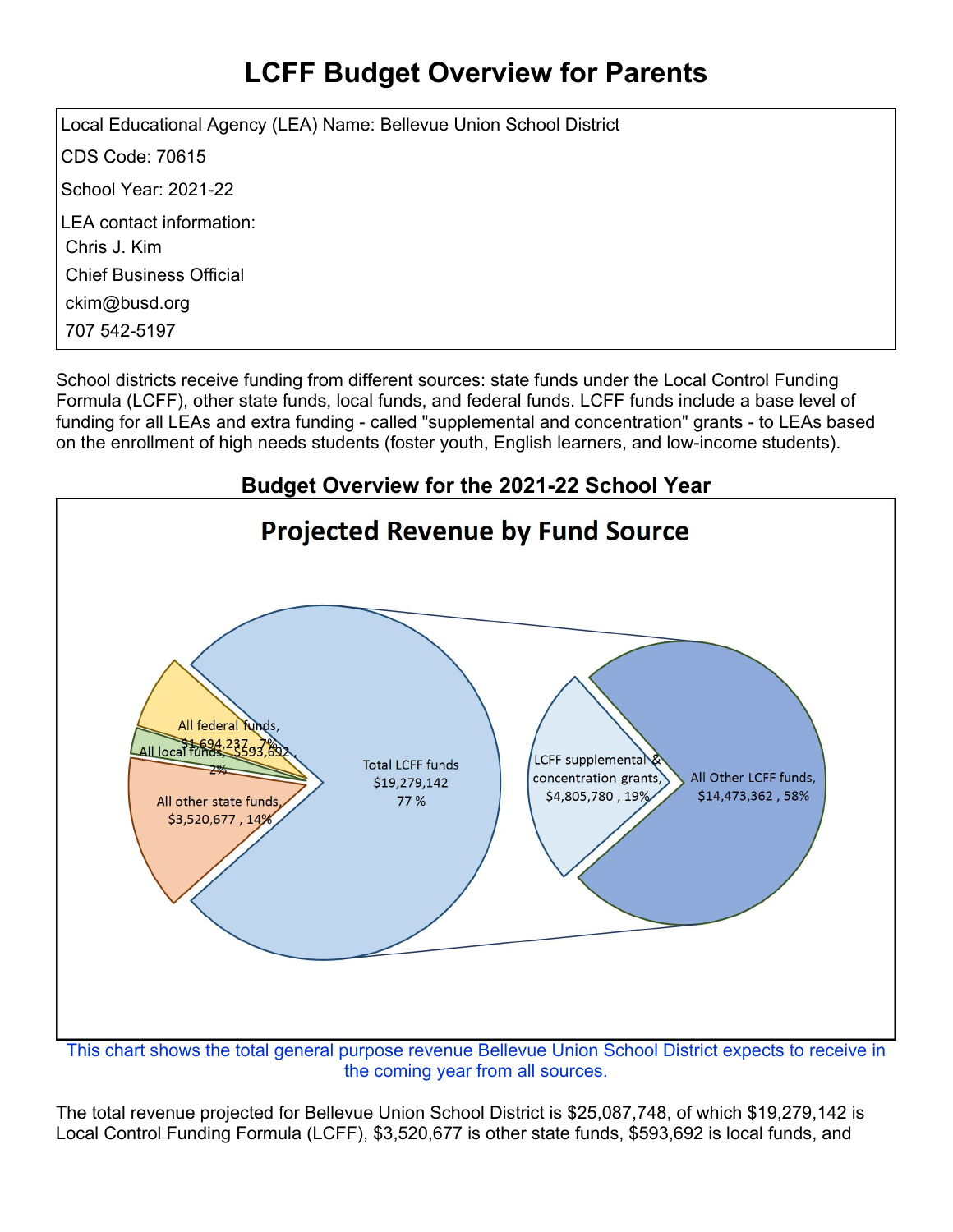# LCFF Budget Overview for Parents

Local Educational Agency (LEA) Name: Bellevue Union School District

CDS Code: 70615

School Year: 2021-22

LEA contact information:

Chris J. Kim

Chief Business Official

ckim@busd.org

707 542-5197

School districts receive funding from different sources: state funds under the Local Control Funding Formula (LCFF), other state funds, local funds, and federal funds. LCFF funds include a base level of funding for all LEAs and extra funding - called "supplemental and concentration" grants - to LEAs based on the enrollment of high needs students (foster youth, English learners, and low-income students).

## Budget Overview for the 2021-22 School Year

### Projected Revenue by Fund Source

All federal funds, $1,694,237 , 7%

All local funds, $593,692 , 2%

All other state funds, $3,520,677 , 14%

Total LCFF funds $19,279,142 77 %

LCFF supplemental & concentration grants, $4,805,780 , 19%

All Other LCFF funds, $14,473,362 , 58%

This chart shows the total general purpose revenue Bellevue Union School District expects to receive in the coming year from all sources.

The total revenue projected for Bellevue Union School District is $25,087,748, of which $19,279,142 is Local Control Funding Formula (LCFF), $3,520,677 is other state funds, $593,692 is local funds, and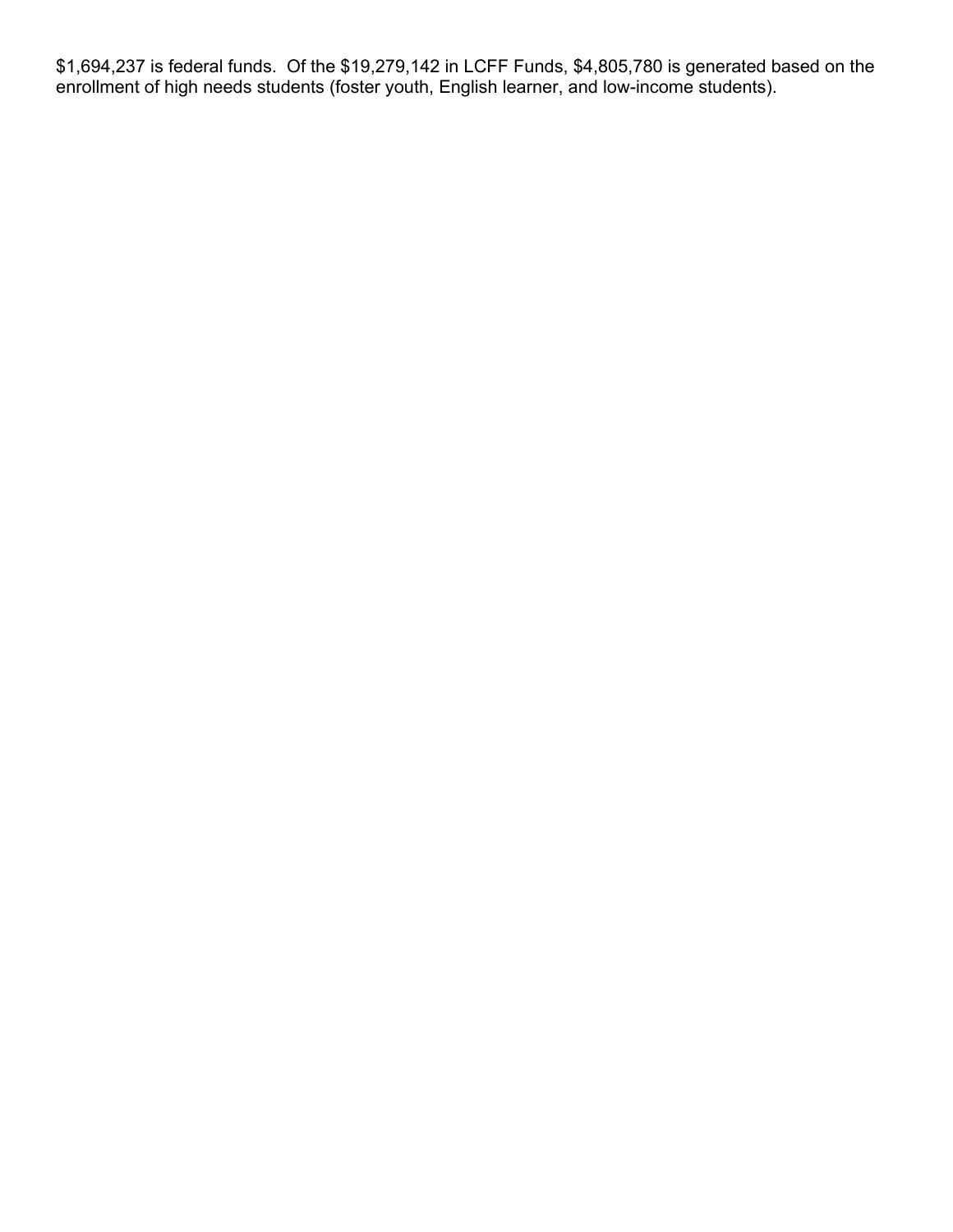$1,694,237 is federal funds. Of the $19,279,142 in LCFF Funds, $4,805,780 is generated based on the enrollment of high needs students (foster youth, English learner, and low-income students).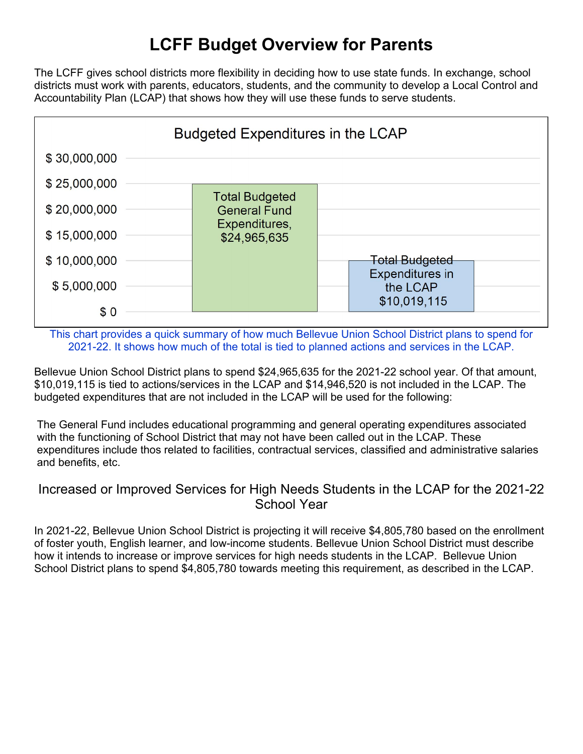# LCFF Budget Overview for Parents

The LCFF gives school districts more flexibility in deciding how to use state funds. In exchange, school districts must work with parents, educators, students, and the community to develop a Local Control and Accountability Plan (LCAP) that shows how they will use these funds to serve students.

**Budgeted Expenditures in the LCAP**

| Category | Amount |
|---|---|
| Total Budgeted General Fund Expenditures | $24,965,635 |
| Total Budgeted Expenditures in the LCAP | $10,019,115 |

This chart provides a quick summary of how much Bellevue Union School District plans to spend for 2021-22. It shows how much of the total is tied to planned actions and services in the LCAP.

Bellevue Union School District plans to spend $24,965,635 for the 2021-22 school year. Of that amount, $10,019,115 is tied to actions/services in the LCAP and $14,946,520 is not included in the LCAP. The budgeted expenditures that are not included in the LCAP will be used for the following:

The General Fund includes educational programming and general operating expenditures associated with the functioning of School District that may not have been called out in the LCAP. These expenditures include thos related to facilities, contractual services, classified and administrative salaries and benefits, etc.

## Increased or Improved Services for High Needs Students in the LCAP for the 2021-22 School Year

In 2021-22, Bellevue Union School District is projecting it will receive $4,805,780 based on the enrollment of foster youth, English learner, and low-income students. Bellevue Union School District must describe how it intends to increase or improve services for high needs students in the LCAP. Bellevue Union School District plans to spend $4,805,780 towards meeting this requirement, as described in the LCAP.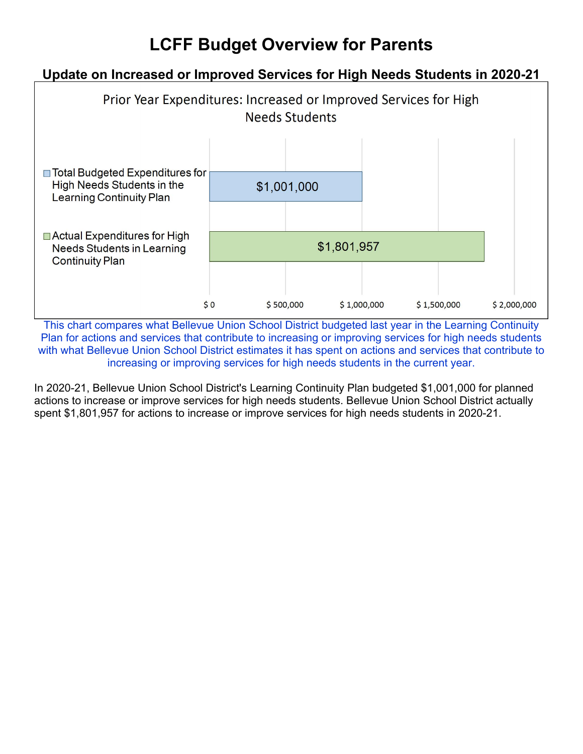# LCFF Budget Overview for Parents

## Update on Increased or Improved Services for High Needs Students in 2020-21

Prior Year Expenditures: Increased or Improved Services for High Needs Students

Total Budgeted Expenditures for High Needs Students in the Learning Continuity Plan

$1,001,000

Actual Expenditures for High Needs Students in Learning Continuity Plan

$1,801,957

$ 0

$ 500,000

$ 1,000,000

$ 1,500,000

$ 2,000,000

This chart compares what Bellevue Union School District budgeted last year in the Learning Continuity Plan for actions and services that contribute to increasing or improving services for high needs students with what Bellevue Union School District estimates it has spent on actions and services that contribute to increasing or improving services for high needs students in the current year.

In 2020-21, Bellevue Union School District's Learning Continuity Plan budgeted $1,001,000 for planned actions to increase or improve services for high needs students. Bellevue Union School District actually spent $1,801,957 for actions to increase or improve services for high needs students in 2020-21.